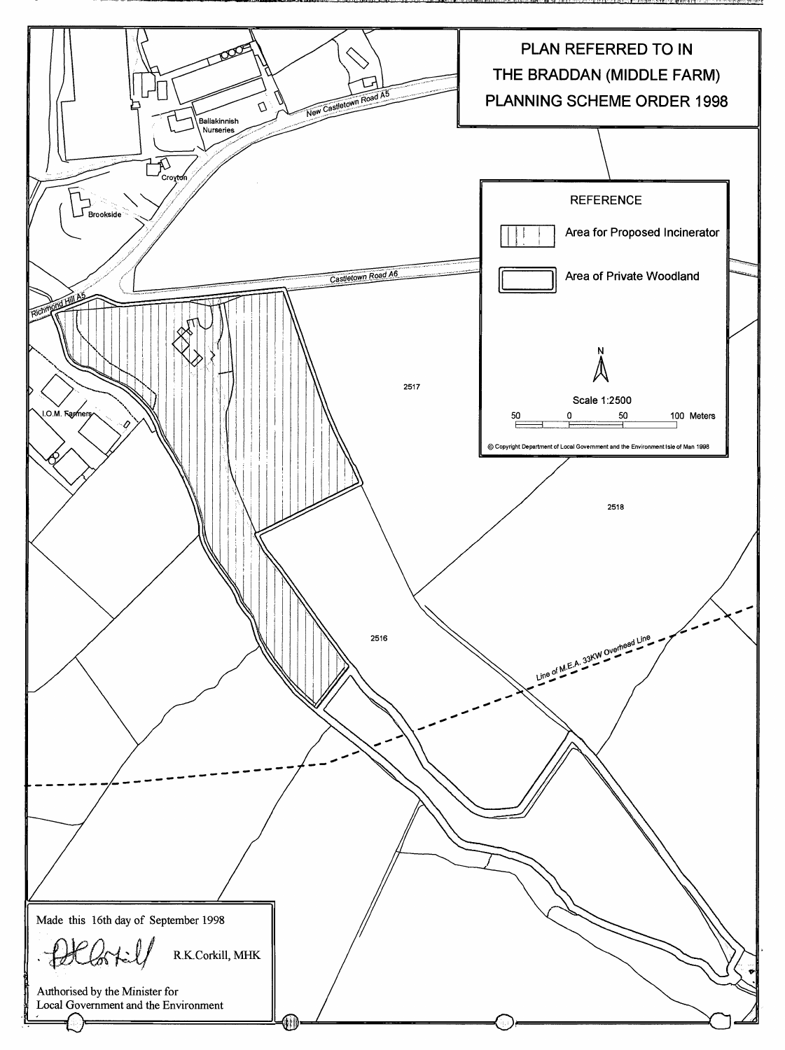# PLAN REFERRED TO IN THE BRADDAN (MIDDLE FARM) PLANNING SCHEME ORDER 1998

**REFERENCE**

- Area for Proposed Incinerator
- Area of Private Woodland

N

Scale 1:2500

50 0 50 100 Meters

© Copyright Department of Local Government and the Environment Isle of Man 1998

New Castletown Road A5

Ballakinnish Nurseries

Croyton

Brookside

Castletown Road A6

Richmond Hill A5

I.O.M. Farmers

2517

2518

2516

Line of M.E.A. 33KW Overhead Line

Made this 16th day of September 1998

R.K.Corkill, MHK

Authorised by the Minister for Local Government and the Environment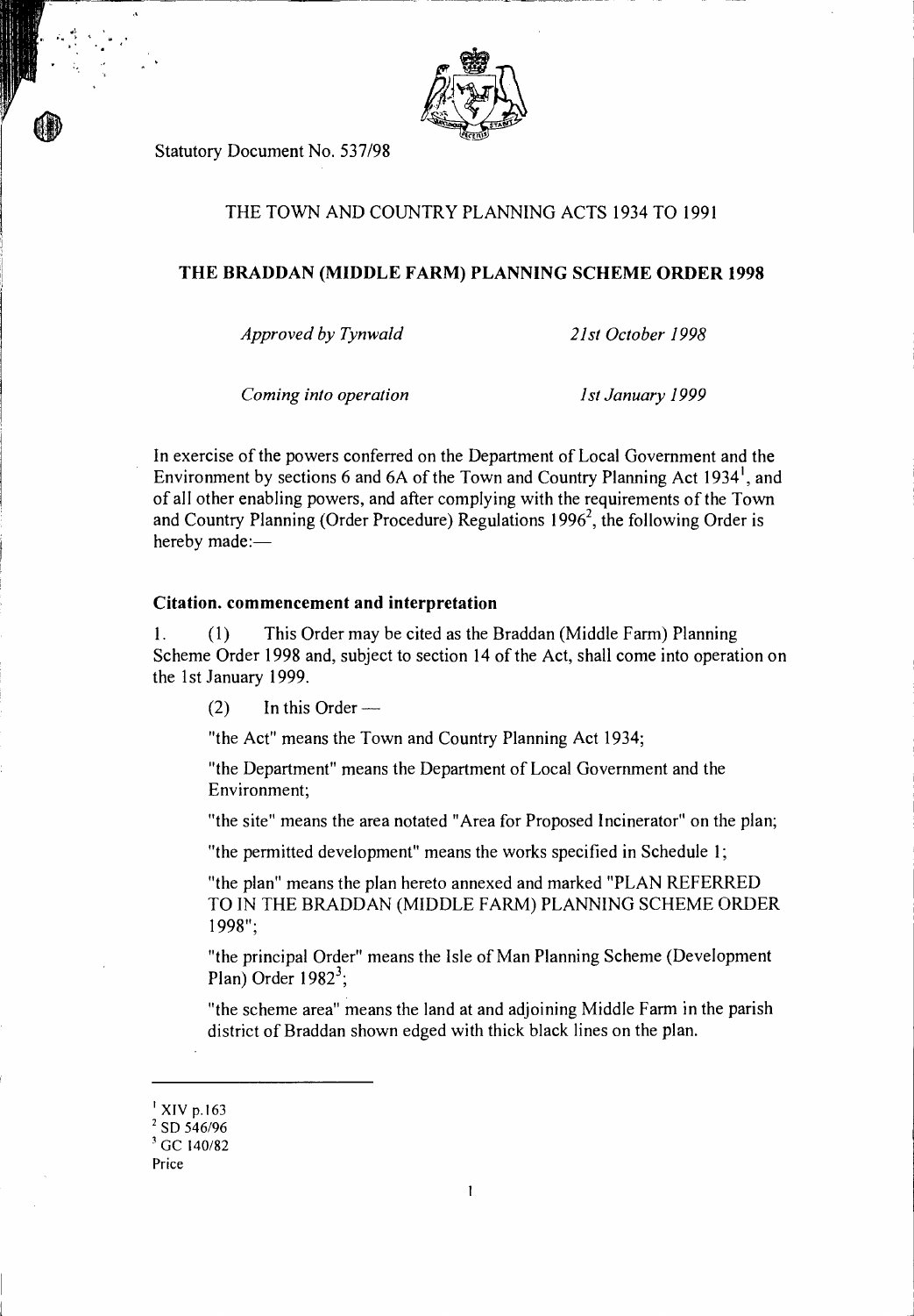Statutory Document No. 537/98

THE TOWN AND COUNTRY PLANNING ACTS 1934 TO 1991

**THE BRADDAN (MIDDLE FARM) PLANNING SCHEME ORDER 1998**

*Approved by Tynwald* *21st October 1998*

*Coming into operation* *1st January 1999*

In exercise of the powers conferred on the Department of Local Government and the Environment by sections 6 and 6A of the Town and Country Planning Act 1934[1], and of all other enabling powers, and after complying with the requirements of the Town and Country Planning (Order Procedure) Regulations 1996[2], the following Order is hereby made:—

### Citation. commencement and interpretation

1. (1) This Order may be cited as the Braddan (Middle Farm) Planning Scheme Order 1998 and, subject to section 14 of the Act, shall come into operation on the 1st January 1999.

(2) In this Order —

"the Act" means the Town and Country Planning Act 1934;

"the Department" means the Department of Local Government and the Environment;

"the site" means the area notated "Area for Proposed Incinerator" on the plan;

"the permitted development" means the works specified in Schedule 1;

"the plan" means the plan hereto annexed and marked "PLAN REFERRED TO IN THE BRADDAN (MIDDLE FARM) PLANNING SCHEME ORDER 1998";

"the principal Order" means the Isle of Man Planning Scheme (Development Plan) Order 1982[3];

"the scheme area" means the land at and adjoining Middle Farm in the parish district of Braddan shown edged with thick black lines on the plan.

---

[1] XIV p.163
[2] SD 546/96
[3] GC 140/82
Price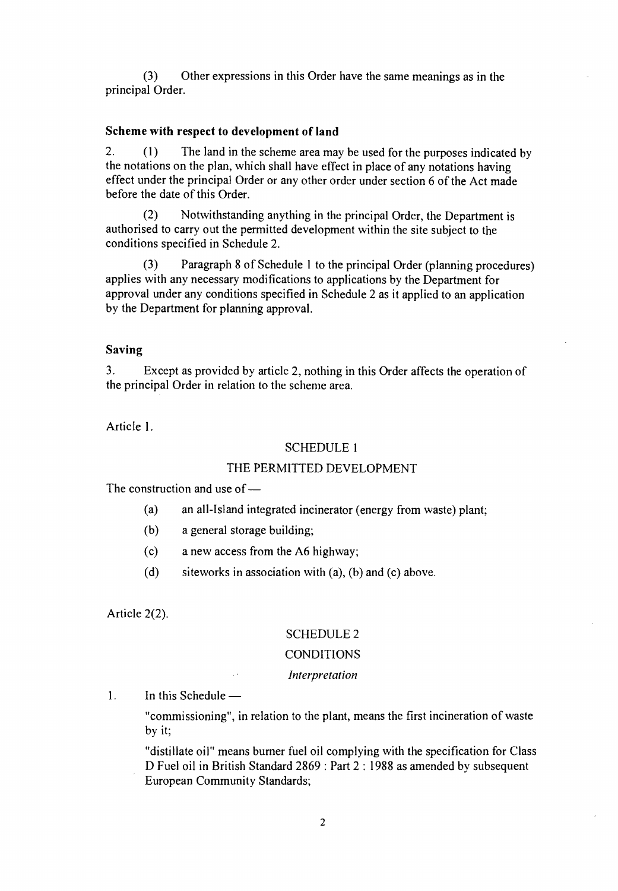(3) Other expressions in this Order have the same meanings as in the principal Order.

**Scheme with respect to development of land**

2. (1) The land in the scheme area may be used for the purposes indicated by the notations on the plan, which shall have effect in place of any notations having effect under the principal Order or any other order under section 6 of the Act made before the date of this Order.

(2) Notwithstanding anything in the principal Order, the Department is authorised to carry out the permitted development within the site subject to the conditions specified in Schedule 2.

(3) Paragraph 8 of Schedule 1 to the principal Order (planning procedures) applies with any necessary modifications to applications by the Department for approval under any conditions specified in Schedule 2 as it applied to an application by the Department for planning approval.

**Saving**

3. Except as provided by article 2, nothing in this Order affects the operation of the principal Order in relation to the scheme area.

Article 1.

SCHEDULE 1

THE PERMITTED DEVELOPMENT

The construction and use of —

(a) an all-Island integrated incinerator (energy from waste) plant;

(b) a general storage building;

(c) a new access from the A6 highway;

(d) siteworks in association with (a), (b) and (c) above.

Article 2(2).

SCHEDULE 2

CONDITIONS

*Interpretation*

1. In this Schedule —

"commissioning", in relation to the plant, means the first incineration of waste by it;

"distillate oil" means burner fuel oil complying with the specification for Class D Fuel oil in British Standard 2869 : Part 2 : 1988 as amended by subsequent European Community Standards;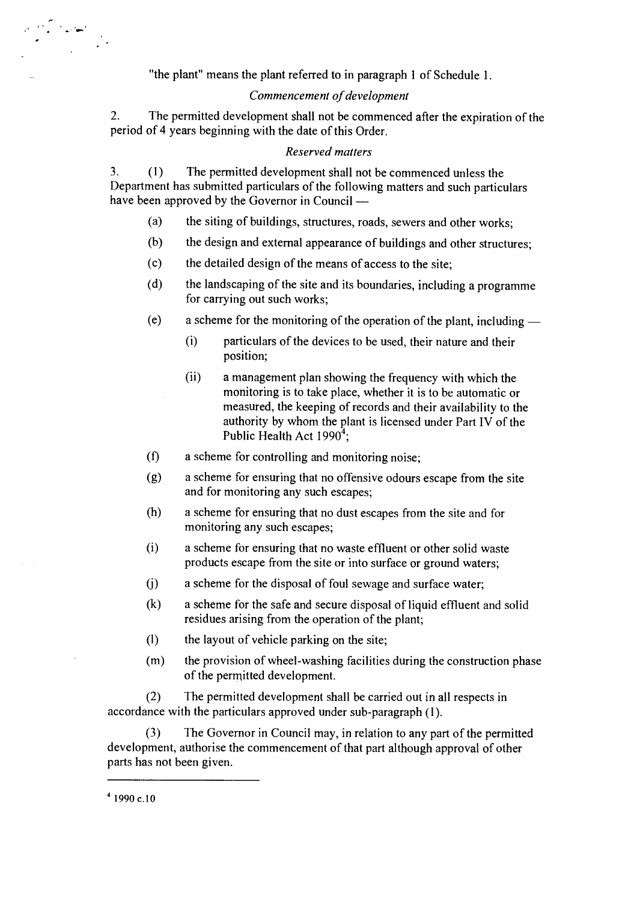"the plant" means the plant referred to in paragraph 1 of Schedule 1.

*Commencement of development*

2. The permitted development shall not be commenced after the expiration of the period of 4 years beginning with the date of this Order.

*Reserved matters*

3. (1) The permitted development shall not be commenced unless the Department has submitted particulars of the following matters and such particulars have been approved by the Governor in Council —

- (a) the siting of buildings, structures, roads, sewers and other works;
- (b) the design and external appearance of buildings and other structures;
- (c) the detailed design of the means of access to the site;
- (d) the landscaping of the site and its boundaries, including a programme for carrying out such works;
- (e) a scheme for the monitoring of the operation of the plant, including —
  - (i) particulars of the devices to be used, their nature and their position;
  - (ii) a management plan showing the frequency with which the monitoring is to take place, whether it is to be automatic or measured, the keeping of records and their availability to the authority by whom the plant is licensed under Part IV of the Public Health Act 1990[4];
- (f) a scheme for controlling and monitoring noise;
- (g) a scheme for ensuring that no offensive odours escape from the site and for monitoring any such escapes;
- (h) a scheme for ensuring that no dust escapes from the site and for monitoring any such escapes;
- (i) a scheme for ensuring that no waste effluent or other solid waste products escape from the site or into surface or ground waters;
- (j) a scheme for the disposal of foul sewage and surface water;
- (k) a scheme for the safe and secure disposal of liquid effluent and solid residues arising from the operation of the plant;
- (l) the layout of vehicle parking on the site;
- (m) the provision of wheel-washing facilities during the construction phase of the permitted development.

(2) The permitted development shall be carried out in all respects in accordance with the particulars approved under sub-paragraph (1).

(3) The Governor in Council may, in relation to any part of the permitted development, authorise the commencement of that part although approval of other parts has not been given.

---

[4] 1990 c.10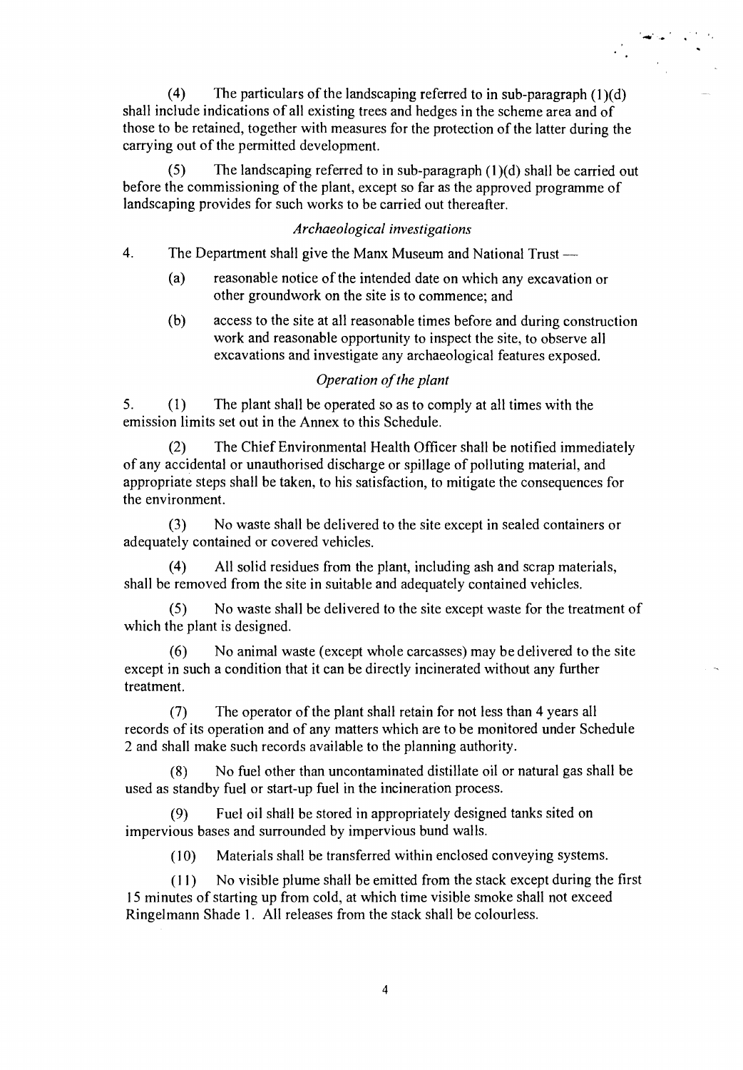(4) The particulars of the landscaping referred to in sub-paragraph (1)(d) shall include indications of all existing trees and hedges in the scheme area and of those to be retained, together with measures for the protection of the latter during the carrying out of the permitted development.

(5) The landscaping referred to in sub-paragraph (1)(d) shall be carried out before the commissioning of the plant, except so far as the approved programme of landscaping provides for such works to be carried out thereafter.

*Archaeological investigations*

4. The Department shall give the Manx Museum and National Trust —

(a) reasonable notice of the intended date on which any excavation or other groundwork on the site is to commence; and

(b) access to the site at all reasonable times before and during construction work and reasonable opportunity to inspect the site, to observe all excavations and investigate any archaeological features exposed.

*Operation of the plant*

5. (1) The plant shall be operated so as to comply at all times with the emission limits set out in the Annex to this Schedule.

(2) The Chief Environmental Health Officer shall be notified immediately of any accidental or unauthorised discharge or spillage of polluting material, and appropriate steps shall be taken, to his satisfaction, to mitigate the consequences for the environment.

(3) No waste shall be delivered to the site except in sealed containers or adequately contained or covered vehicles.

(4) All solid residues from the plant, including ash and scrap materials, shall be removed from the site in suitable and adequately contained vehicles.

(5) No waste shall be delivered to the site except waste for the treatment of which the plant is designed.

(6) No animal waste (except whole carcasses) may be delivered to the site except in such a condition that it can be directly incinerated without any further treatment.

(7) The operator of the plant shall retain for not less than 4 years all records of its operation and of any matters which are to be monitored under Schedule 2 and shall make such records available to the planning authority.

(8) No fuel other than uncontaminated distillate oil or natural gas shall be used as standby fuel or start-up fuel in the incineration process.

(9) Fuel oil shall be stored in appropriately designed tanks sited on impervious bases and surrounded by impervious bund walls.

(10) Materials shall be transferred within enclosed conveying systems.

(11) No visible plume shall be emitted from the stack except during the first 15 minutes of starting up from cold, at which time visible smoke shall not exceed Ringelmann Shade 1. All releases from the stack shall be colourless.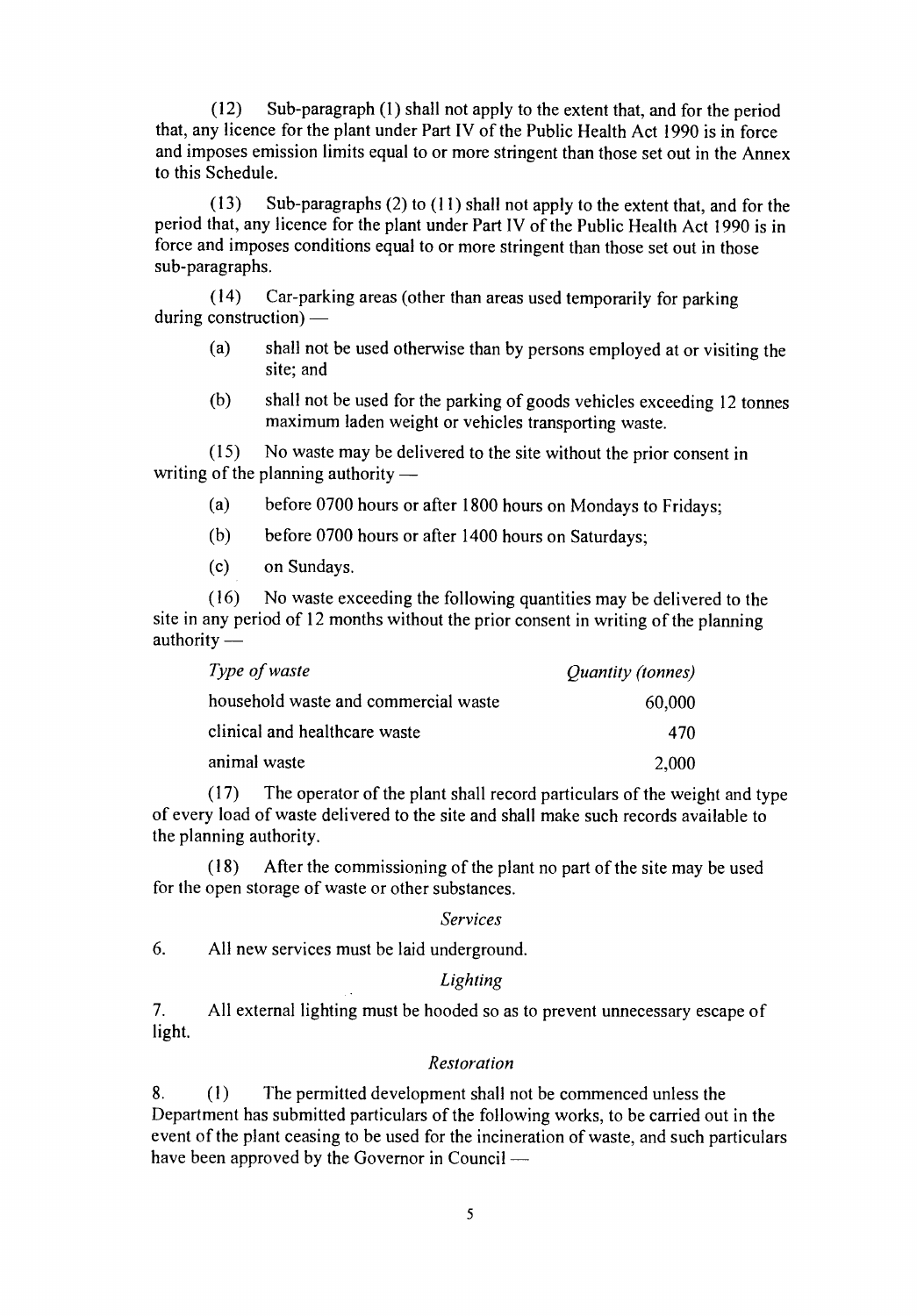(12) Sub-paragraph (1) shall not apply to the extent that, and for the period that, any licence for the plant under Part IV of the Public Health Act 1990 is in force and imposes emission limits equal to or more stringent than those set out in the Annex to this Schedule.

(13) Sub-paragraphs (2) to (11) shall not apply to the extent that, and for the period that, any licence for the plant under Part IV of the Public Health Act 1990 is in force and imposes conditions equal to or more stringent than those set out in those sub-paragraphs.

(14) Car-parking areas (other than areas used temporarily for parking during construction) —

(a) shall not be used otherwise than by persons employed at or visiting the site; and

(b) shall not be used for the parking of goods vehicles exceeding 12 tonnes maximum laden weight or vehicles transporting waste.

(15) No waste may be delivered to the site without the prior consent in writing of the planning authority —

(a) before 0700 hours or after 1800 hours on Mondays to Fridays;

(b) before 0700 hours or after 1400 hours on Saturdays;

(c) on Sundays.

(16) No waste exceeding the following quantities may be delivered to the site in any period of 12 months without the prior consent in writing of the planning authority —

| *Type of waste* | *Quantity (tonnes)* |
|---|---:|
| household waste and commercial waste | 60,000 |
| clinical and healthcare waste | 470 |
| animal waste | 2,000 |

(17) The operator of the plant shall record particulars of the weight and type of every load of waste delivered to the site and shall make such records available to the planning authority.

(18) After the commissioning of the plant no part of the site may be used for the open storage of waste or other substances.

*Services*

6. All new services must be laid underground.

*Lighting*

7. All external lighting must be hooded so as to prevent unnecessary escape of light.

*Restoration*

8. (1) The permitted development shall not be commenced unless the Department has submitted particulars of the following works, to be carried out in the event of the plant ceasing to be used for the incineration of waste, and such particulars have been approved by the Governor in Council —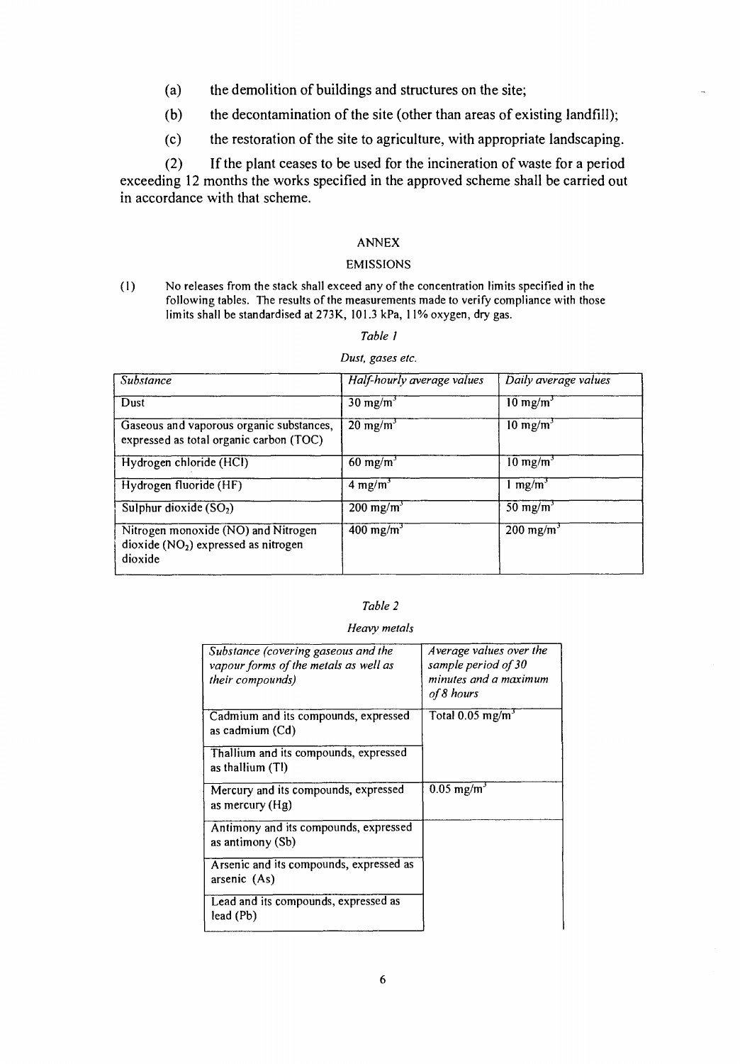(a) the demolition of buildings and structures on the site;

(b) the decontamination of the site (other than areas of existing landfill);

(c) the restoration of the site to agriculture, with appropriate landscaping.

(2) If the plant ceases to be used for the incineration of waste for a period exceeding 12 months the works specified in the approved scheme shall be carried out in accordance with that scheme.

## ANNEX

### EMISSIONS

(1) No releases from the stack shall exceed any of the concentration limits specified in the following tables. The results of the measurements made to verify compliance with those limits shall be standardised at 273K, 101.3 kPa, 11% oxygen, dry gas.

*Table 1*

*Dust, gases etc.*

| *Substance* | *Half-hourly average values* | *Daily average values* |
|---|---|---|
| Dust | 30 mg/m$^3$ | 10 mg/m$^3$ |
| Gaseous and vaporous organic substances, expressed as total organic carbon (TOC) | 20 mg/m$^3$ | 10 mg/m$^3$ |
| Hydrogen chloride (HCl) | 60 mg/m$^3$ | 10 mg/m$^3$ |
| Hydrogen fluoride (HF) | 4 mg/m$^3$ | 1 mg/m$^3$ |
| Sulphur dioxide ($SO_2$) | 200 mg/m$^3$ | 50 mg/m$^3$ |
| Nitrogen monoxide (NO) and Nitrogen dioxide ($NO_2$) expressed as nitrogen dioxide | 400 mg/m$^3$ | 200 mg/m$^3$ |

*Table 2*

*Heavy metals*

| *Substance (covering gaseous and the vapour forms of the metals as well as their compounds)* | *Average values over the sample period of 30 minutes and a maximum of 8 hours* |
|---|---|
| Cadmium and its compounds, expressed as cadmium (Cd) | Total 0.05 mg/m$^3$ |
| Thallium and its compounds, expressed as thallium (Tl) | |
| Mercury and its compounds, expressed as mercury (Hg) | 0.05 mg/m$^3$ |
| Antimony and its compounds, expressed as antimony (Sb) | |
| Arsenic and its compounds, expressed as arsenic (As) | |
| Lead and its compounds, expressed as lead (Pb) | |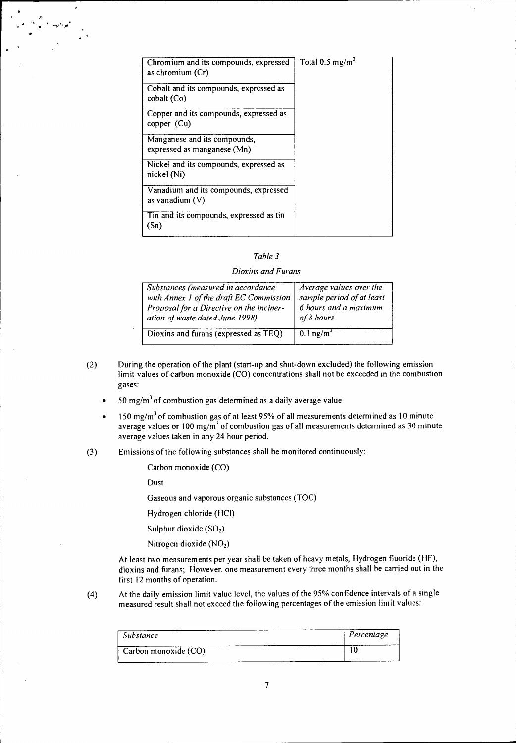| | |
|---|---|
| Chromium and its compounds, expressed as chromium (Cr) | Total 0.5 mg/m$^3$ |
| Cobalt and its compounds, expressed as cobalt (Co) | |
| Copper and its compounds, expressed as copper (Cu) | |
| Manganese and its compounds, expressed as manganese (Mn) | |
| Nickel and its compounds, expressed as nickel (Ni) | |
| Vanadium and its compounds, expressed as vanadium (V) | |
| Tin and its compounds, expressed as tin (Sn) | |

*Table 3*

*Dioxins and Furans*

| *Substances (measured in accordance with Annex 1 of the draft EC Commission Proposal for a Directive on the incineration of waste dated June 1998)* | *Average values over the sample period of at least 6 hours and a maximum of 8 hours* |
|---|---|
| Dioxins and furans (expressed as TEQ) | 0.1 ng/m$^3$ |

(2) During the operation of the plant (start-up and shut-down excluded) the following emission limit values of carbon monoxide (CO) concentrations shall not be exceeded in the combustion gases:

- 50 mg/m$^3$ of combustion gas determined as a daily average value
- 150 mg/m$^3$ of combustion gas of at least 95% of all measurements determined as 10 minute average values or 100 mg/m$^3$ of combustion gas of all measurements determined as 30 minute average values taken in any 24 hour period.

(3) Emissions of the following substances shall be monitored continuously:

Carbon monoxide (CO)

Dust

Gaseous and vaporous organic substances (TOC)

Hydrogen chloride (HCl)

Sulphur dioxide ($SO_2$)

Nitrogen dioxide ($NO_2$)

At least two measurements per year shall be taken of heavy metals, Hydrogen fluoride (HF), dioxins and furans; However, one measurement every three months shall be carried out in the first 12 months of operation.

(4) At the daily emission limit value level, the values of the 95% confidence intervals of a single measured result shall not exceed the following percentages of the emission limit values:

| *Substance* | *Percentage* |
|---|---|
| Carbon monoxide (CO) | 10 |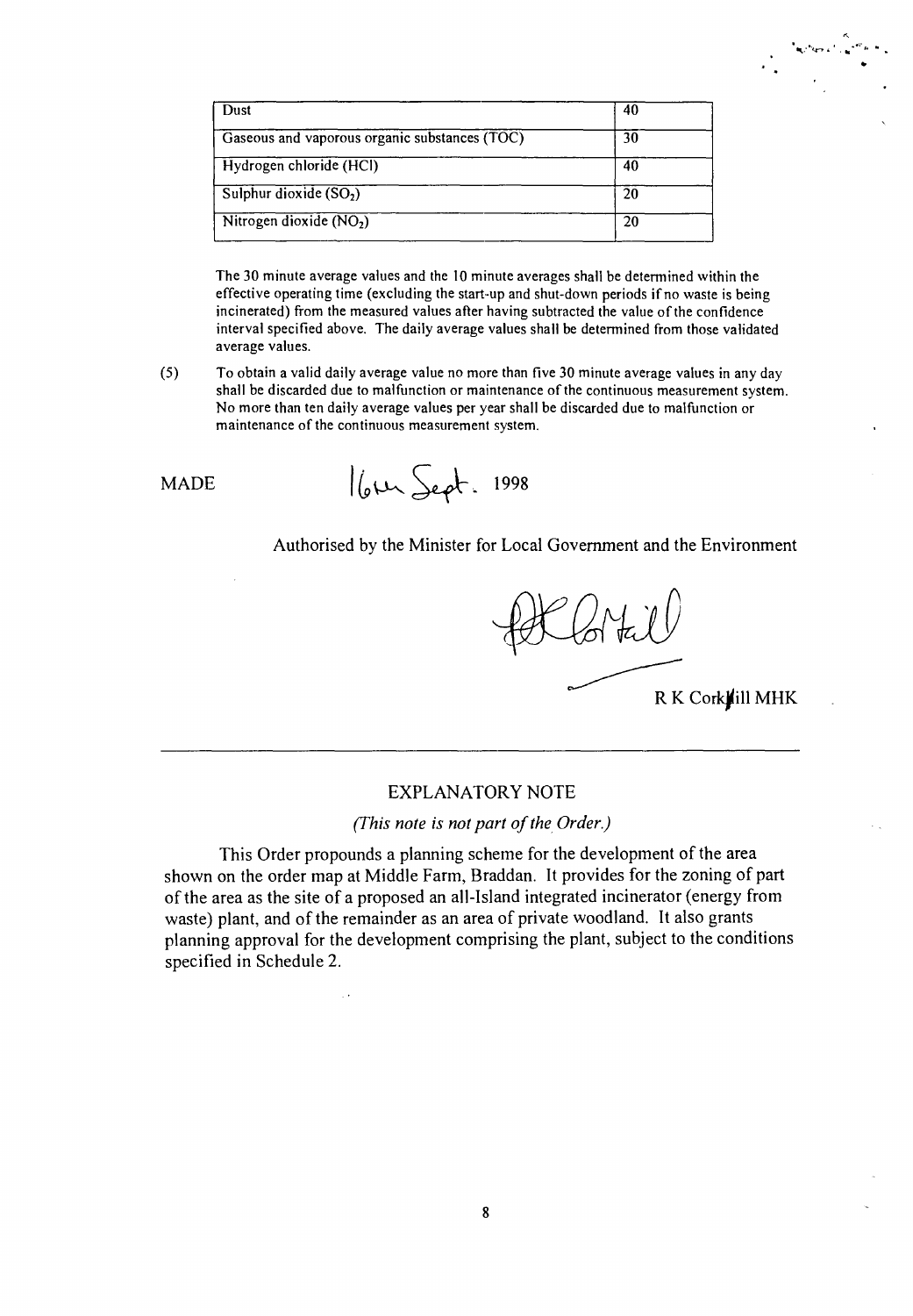| | |
|---|---|
| Dust | 40 |
| Gaseous and vaporous organic substances (TOC) | 30 |
| Hydrogen chloride (HCl) | 40 |
| Sulphur dioxide ($SO_2$) | 20 |
| Nitrogen dioxide ($NO_2$) | 20 |

The 30 minute average values and the 10 minute averages shall be determined within the effective operating time (excluding the start-up and shut-down periods if no waste is being incinerated) from the measured values after having subtracted the value of the confidence interval specified above. The daily average values shall be determined from those validated average values.

(5) To obtain a valid daily average value no more than five 30 minute average values in any day shall be discarded due to malfunction or maintenance of the continuous measurement system. No more than ten daily average values per year shall be discarded due to malfunction or maintenance of the continuous measurement system.

MADE 16th Sept. 1998

Authorised by the Minister for Local Government and the Environment

R K Corkill MHK

---

## EXPLANATORY NOTE

*(This note is not part of the Order.)*

This Order propounds a planning scheme for the development of the area shown on the order map at Middle Farm, Braddan. It provides for the zoning of part of the area as the site of a proposed an all-Island integrated incinerator (energy from waste) plant, and of the remainder as an area of private woodland. It also grants planning approval for the development comprising the plant, subject to the conditions specified in Schedule 2.